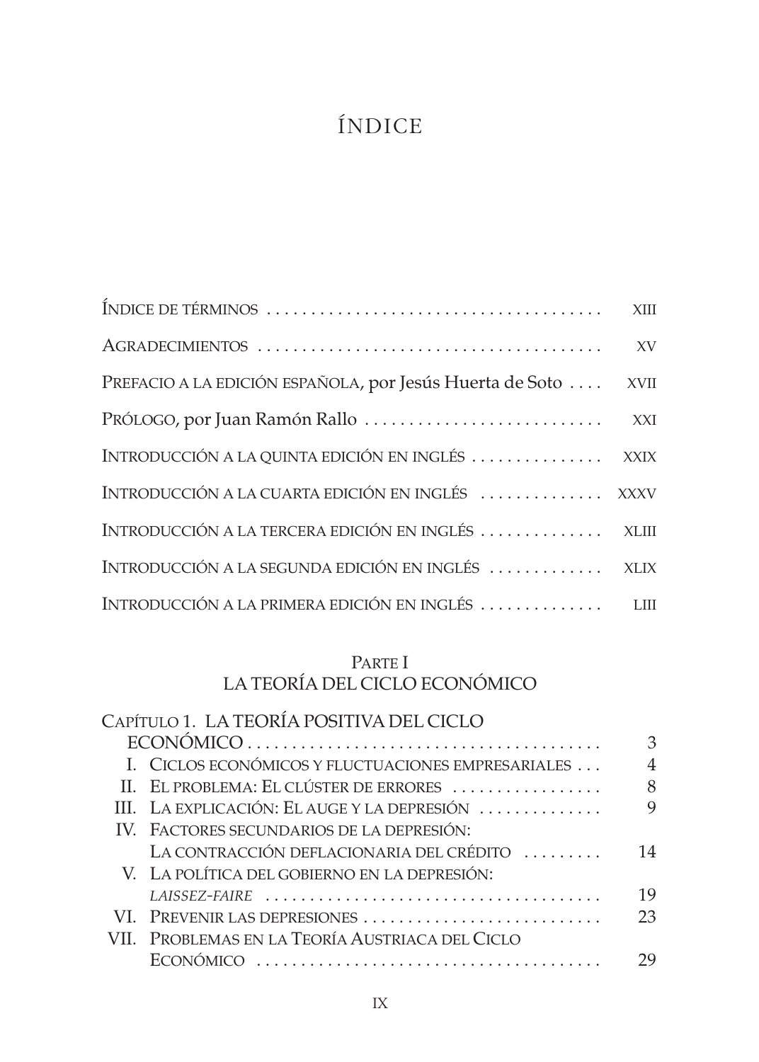# ÍNDICE

Índice de términos ..................................... XIII

Agradecimientos ..................................... XV

Prefacio a la edición española, por Jesús Huerta de Soto .... XVII

Prólogo, por Juan Ramón Rallo ..................................... XXI

Introducción a la quinta edición en inglés ............... XXIX

Introducción a la cuarta edición en inglés ............... XXXV

Introducción a la tercera edición en inglés ............... XLIII

Introducción a la segunda edición en inglés ............... XLIX

Introducción a la primera edición en inglés ............... LIII

## Parte I
## LA TEORÍA DEL CICLO ECONÓMICO

Capítulo 1. LA TEORÍA POSITIVA DEL CICLO ECONÓMICO ..................................... 3

- I. Ciclos económicos y fluctuaciones empresariales ... 4
- II. El problema: El clúster de errores ................. 8
- III. La explicación: El auge y la depresión ............. 9
- IV. Factores secundarios de la depresión: La contracción deflacionaria del crédito ......... 14
- V. La política del gobierno en la depresión: *Laissez-faire* ..................................... 19
- VI. Prevenir las depresiones ..................................... 23
- VII. Problemas en la Teoría Austriaca del Ciclo Económico ..................................... 29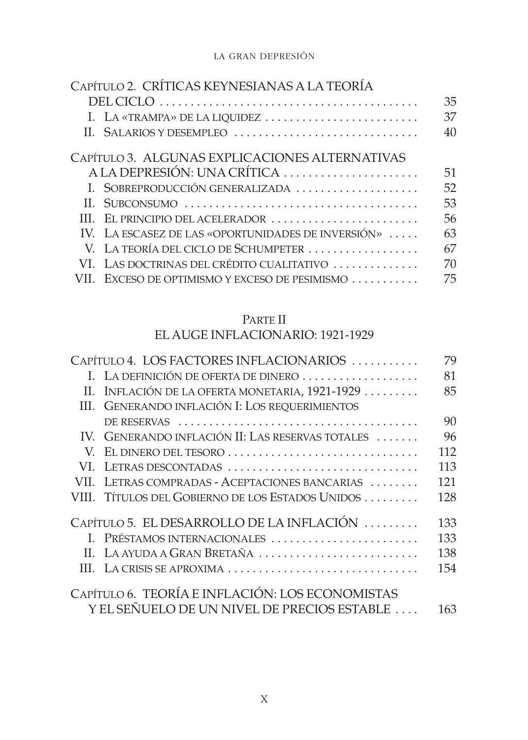CAPÍTULO 2. CRÍTICAS KEYNESIANAS A LA TEORÍA DEL CICLO . . . . . . . . . . 35

- I. LA «TRAMPA» DE LA LIQUIDEZ . . . . . . . . . . 37
- II. SALARIOS Y DESEMPLEO . . . . . . . . . . 40

CAPÍTULO 3. ALGUNAS EXPLICACIONES ALTERNATIVAS A LA DEPRESIÓN: UNA CRÍTICA . . . . . . . . . . 51

- I. SOBREPRODUCCIÓN GENERALIZADA . . . . . . . . . . 52
- II. SUBCONSUMO . . . . . . . . . . 53
- III. EL PRINCIPIO DEL ACELERADOR . . . . . . . . . . 56
- IV. LA ESCASEZ DE LAS «OPORTUNIDADES DE INVERSIÓN» . . . . . 63
- V. LA TEORÍA DEL CICLO DE SCHUMPETER . . . . . . . . . . 67
- VI. LAS DOCTRINAS DEL CRÉDITO CUALITATIVO . . . . . . . . . . 70
- VII. EXCESO DE OPTIMISMO Y EXCESO DE PESIMISMO . . . . . . . . . . 75

## PARTE II
## EL AUGE INFLACIONARIO: 1921-1929

CAPÍTULO 4. LOS FACTORES INFLACIONARIOS . . . . . . . . . . 79

- I. LA DEFINICIÓN DE OFERTA DE DINERO . . . . . . . . . . 81
- II. INFLACIÓN DE LA OFERTA MONETARIA, 1921-1929 . . . . . . . . . 85
- III. GENERANDO INFLACIÓN I: LOS REQUERIMIENTOS DE RESERVAS . . . . . . . . . . 90
- IV. GENERANDO INFLACIÓN II: LAS RESERVAS TOTALES . . . . . . . 96
- V. EL DINERO DEL TESORO . . . . . . . . . . 112
- VI. LETRAS DESCONTADAS . . . . . . . . . . 113
- VII. LETRAS COMPRADAS - ACEPTACIONES BANCARIAS . . . . . . . . 121
- VIII. TÍTULOS DEL GOBIERNO DE LOS ESTADOS UNIDOS . . . . . . . . . 128

CAPÍTULO 5. EL DESARROLLO DE LA INFLACIÓN . . . . . . . . . 133

- I. PRÉSTAMOS INTERNACIONALES . . . . . . . . . . 133
- II. LA AYUDA A GRAN BRETAÑA . . . . . . . . . . 138
- III. LA CRISIS SE APROXIMA . . . . . . . . . . 154

CAPÍTULO 6. TEORÍA E INFLACIÓN: LOS ECONOMISTAS Y EL SEÑUELO DE UN NIVEL DE PRECIOS ESTABLE . . . . 163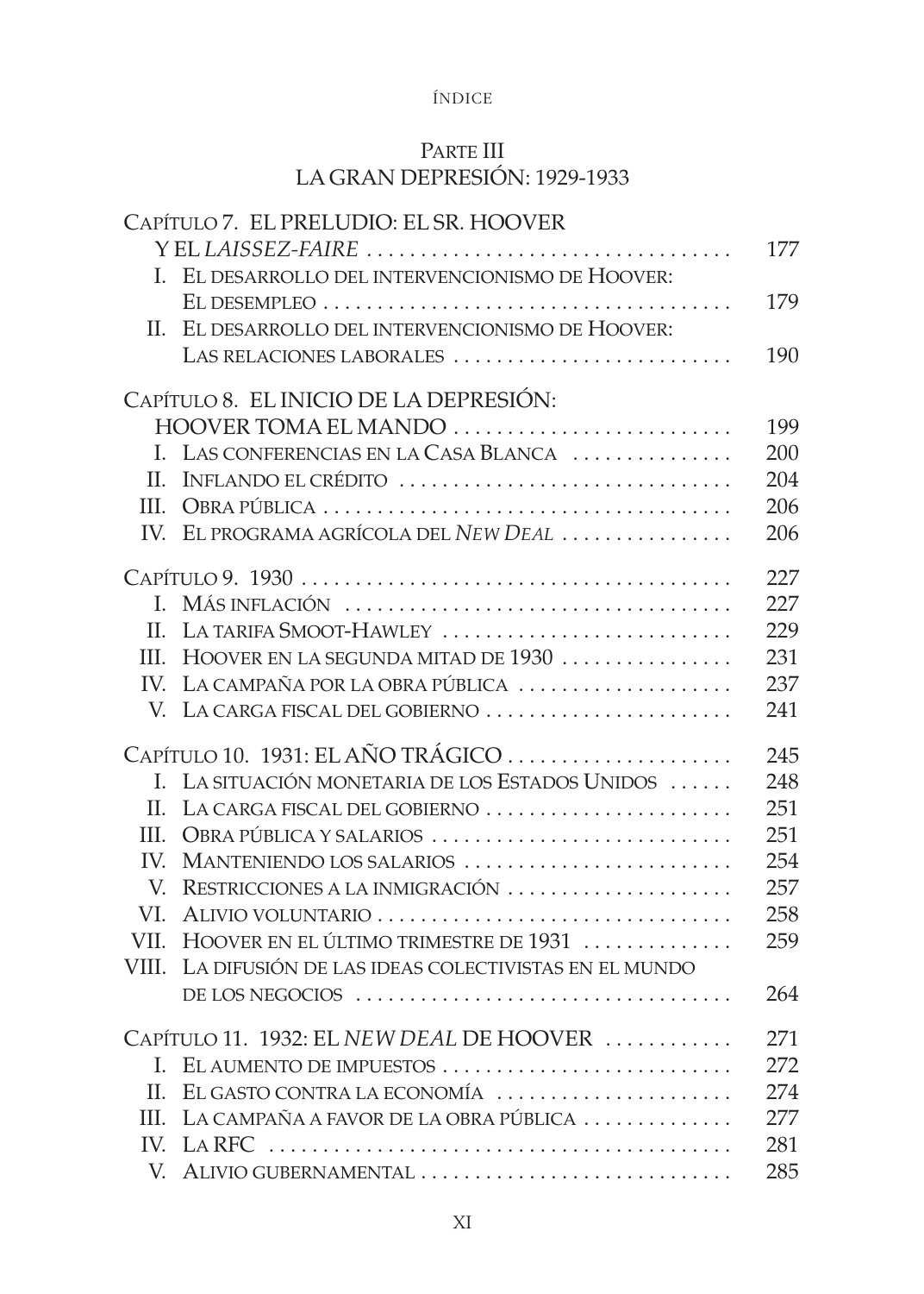## Parte III
## La Gran Depresión: 1929-1933

Capítulo 7. El preludio: el Sr. Hoover y el *laissez-faire* . . . . . 177
- I. El desarrollo del intervencionismo de Hoover: El desempleo . . . . . 179
- II. El desarrollo del intervencionismo de Hoover: Las relaciones laborales . . . . . 190

Capítulo 8. El inicio de la depresión: Hoover toma el mando . . . . . 199
- I. Las conferencias en la Casa Blanca . . . . . 200
- II. Inflando el crédito . . . . . 204
- III. Obra pública . . . . . 206
- IV. El programa agrícola del *New Deal* . . . . . 206

Capítulo 9. 1930 . . . . . 227
- I. Más inflación . . . . . 227
- II. La tarifa Smoot-Hawley . . . . . 229
- III. Hoover en la segunda mitad de 1930 . . . . . 231
- IV. La campaña por la obra pública . . . . . 237
- V. La carga fiscal del gobierno . . . . . 241

Capítulo 10. 1931: el año trágico . . . . . 245
- I. La situación monetaria de los Estados Unidos . . . . . 248
- II. La carga fiscal del gobierno . . . . . 251
- III. Obra pública y salarios . . . . . 251
- IV. Manteniendo los salarios . . . . . 254
- V. Restricciones a la inmigración . . . . . 257
- VI. Alivio voluntario . . . . . 258
- VII. Hoover en el último trimestre de 1931 . . . . . 259
- VIII. La difusión de las ideas colectivistas en el mundo de los negocios . . . . . 264

Capítulo 11. 1932: el *New Deal* de Hoover . . . . . 271
- I. El aumento de impuestos . . . . . 272
- II. El gasto contra la economía . . . . . 274
- III. La campaña a favor de la obra pública . . . . . 277
- IV. La RFC . . . . . 281
- V. Alivio gubernamental . . . . . 285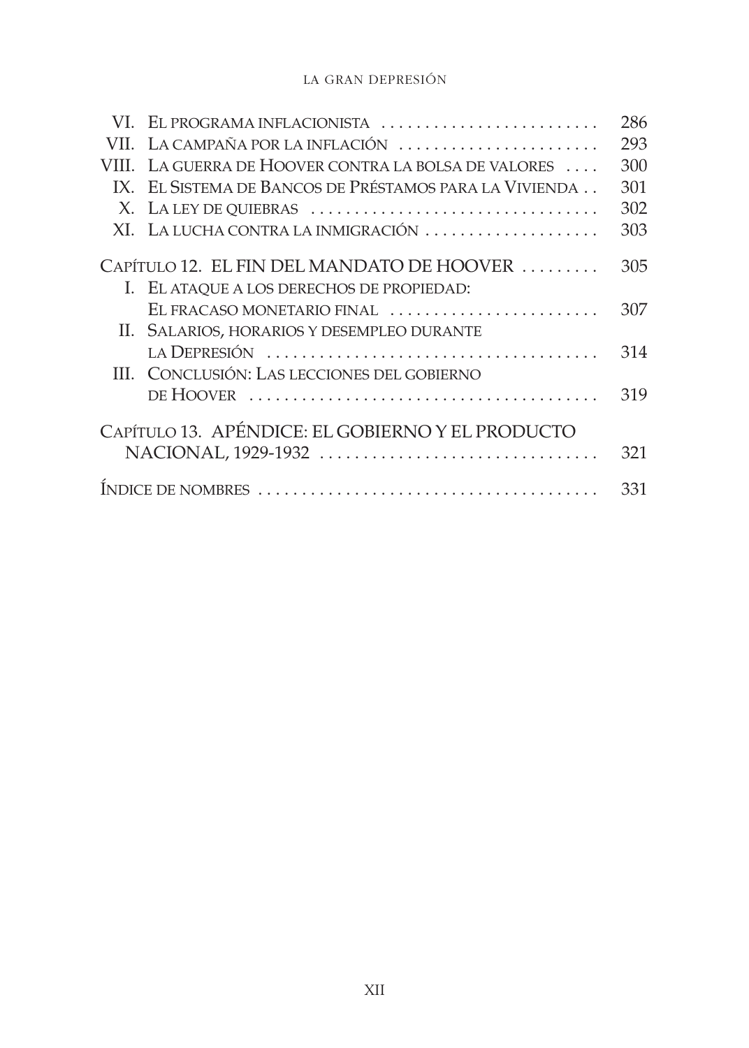VI. El programa inflacionista ........................ 286
VII. La campaña por la inflación ....................... 293
VIII. La guerra de Hoover contra la bolsa de valores .... 300
IX. El Sistema de Bancos de Préstamos para la Vivienda .. 301
X. La ley de quiebras ................................. 302
XI. La lucha contra la inmigración .................... 303

Capítulo 12. EL FIN DEL MANDATO DE HOOVER ......... 305
I. El ataque a los derechos de propiedad: El fracaso monetario final ........................ 307
II. Salarios, horarios y desempleo durante la Depresión ...................................... 314
III. Conclusión: Las lecciones del gobierno de Hoover ........................................ 319

Capítulo 13. APÉNDICE: EL GOBIERNO Y EL PRODUCTO NACIONAL, 1929-1932 ................................ 321

Índice de nombres ....................................... 331